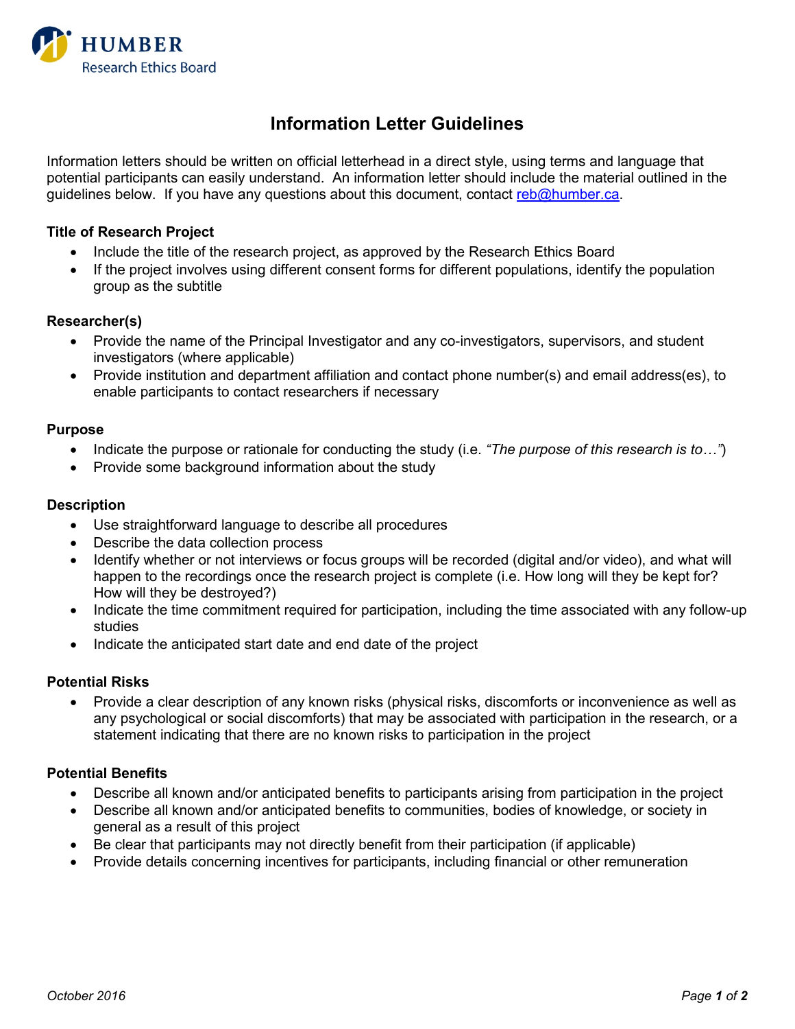HUMBER
Research Ethics Board

# Information Letter Guidelines

Information letters should be written on official letterhead in a direct style, using terms and language that potential participants can easily understand. An information letter should include the material outlined in the guidelines below. If you have any questions about this document, contact reb@humber.ca.

**Title of Research Project**

- Include the title of the research project, as approved by the Research Ethics Board
- If the project involves using different consent forms for different populations, identify the population group as the subtitle

**Researcher(s)**

- Provide the name of the Principal Investigator and any co-investigators, supervisors, and student investigators (where applicable)
- Provide institution and department affiliation and contact phone number(s) and email address(es), to enable participants to contact researchers if necessary

**Purpose**

- Indicate the purpose or rationale for conducting the study (i.e. *"The purpose of this research is to…"*)
- Provide some background information about the study

**Description**

- Use straightforward language to describe all procedures
- Describe the data collection process
- Identify whether or not interviews or focus groups will be recorded (digital and/or video), and what will happen to the recordings once the research project is complete (i.e. How long will they be kept for? How will they be destroyed?)
- Indicate the time commitment required for participation, including the time associated with any follow-up studies
- Indicate the anticipated start date and end date of the project

**Potential Risks**

- Provide a clear description of any known risks (physical risks, discomforts or inconvenience as well as any psychological or social discomforts) that may be associated with participation in the research, or a statement indicating that there are no known risks to participation in the project

**Potential Benefits**

- Describe all known and/or anticipated benefits to participants arising from participation in the project
- Describe all known and/or anticipated benefits to communities, bodies of knowledge, or society in general as a result of this project
- Be clear that participants may not directly benefit from their participation (if applicable)
- Provide details concerning incentives for participants, including financial or other remuneration

*October 2016*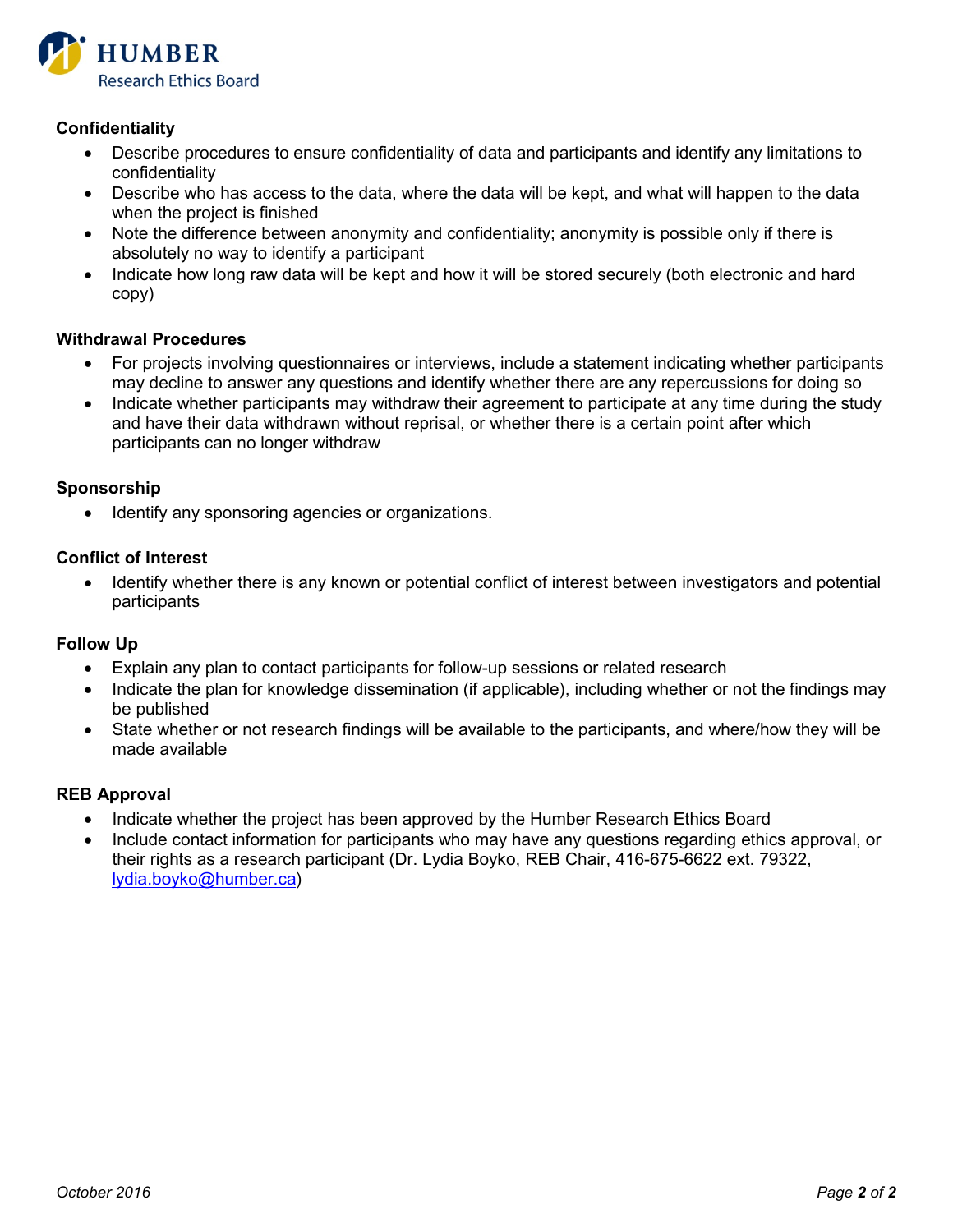### Confidentiality

- Describe procedures to ensure confidentiality of data and participants and identify any limitations to confidentiality
- Describe who has access to the data, where the data will be kept, and what will happen to the data when the project is finished
- Note the difference between anonymity and confidentiality; anonymity is possible only if there is absolutely no way to identify a participant
- Indicate how long raw data will be kept and how it will be stored securely (both electronic and hard copy)

### Withdrawal Procedures

- For projects involving questionnaires or interviews, include a statement indicating whether participants may decline to answer any questions and identify whether there are any repercussions for doing so
- Indicate whether participants may withdraw their agreement to participate at any time during the study and have their data withdrawn without reprisal, or whether there is a certain point after which participants can no longer withdraw

### Sponsorship

- Identify any sponsoring agencies or organizations.

### Conflict of Interest

- Identify whether there is any known or potential conflict of interest between investigators and potential participants

### Follow Up

- Explain any plan to contact participants for follow-up sessions or related research
- Indicate the plan for knowledge dissemination (if applicable), including whether or not the findings may be published
- State whether or not research findings will be available to the participants, and where/how they will be made available

### REB Approval

- Indicate whether the project has been approved by the Humber Research Ethics Board
- Include contact information for participants who may have any questions regarding ethics approval, or their rights as a research participant (Dr. Lydia Boyko, REB Chair, 416-675-6622 ext. 79322, lydia.boyko@humber.ca)

*October 2016*